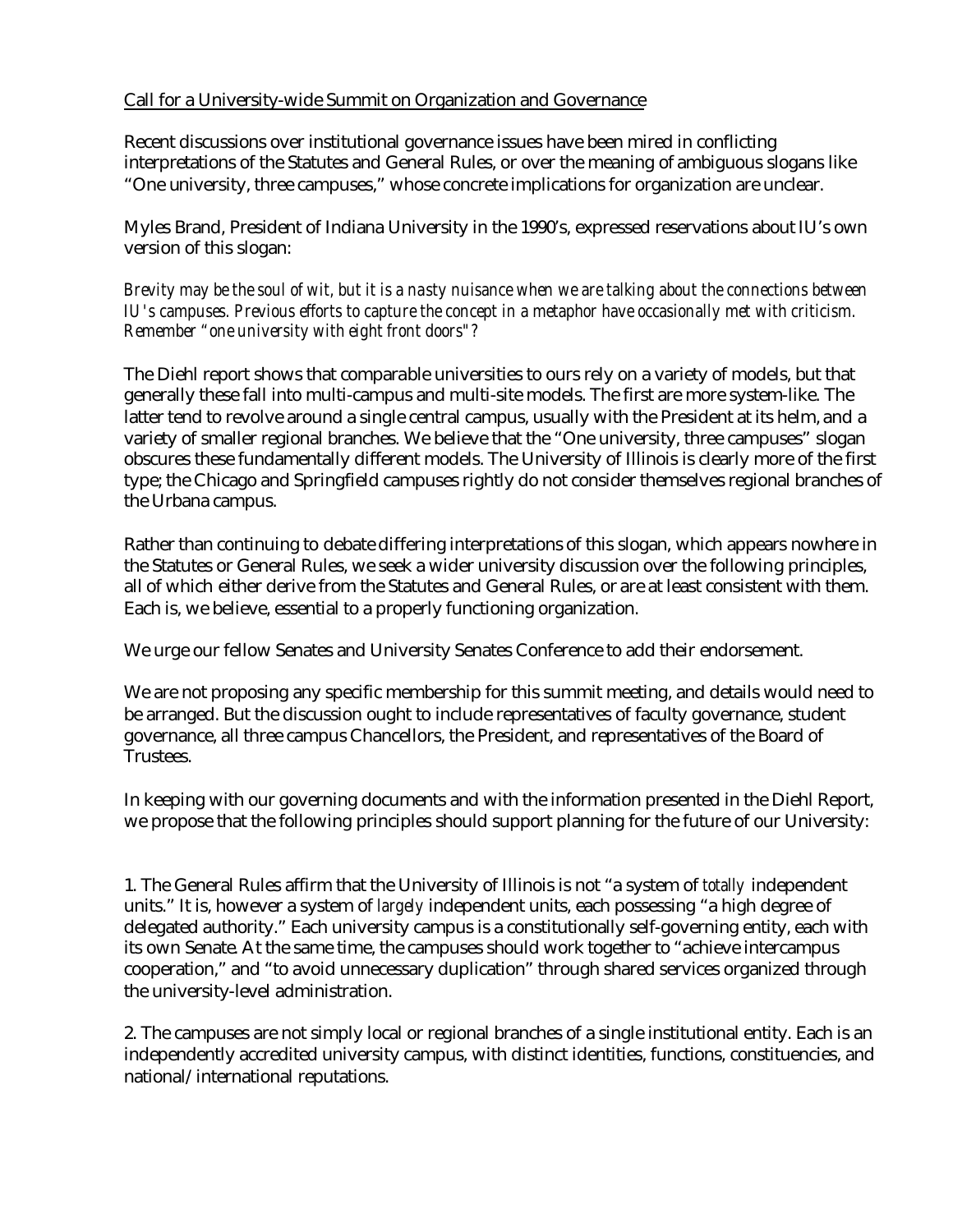Call for a University-wide Summit on Organization and Governance

Recent discussions over institutional governance issues have been mired in conflicting interpretations of the Statutes and General Rules, or over the meaning of ambiguous slogans like "One university, three campuses," whose concrete implications for organization are unclear.

Myles Brand, President of Indiana University in the 1990's, expressed reservations about IU's own version of this slogan:

*Brevity may be the soul of wit, but it is a nasty nuisance when we are talking about the connections between IU's campuses. Previous efforts to capture the concept in a metaphor have occasionally met with criticism. Remember "one university with eight front doors"?*

The Diehl report shows that comparable universities to ours rely on a variety of models, but that generally these fall into multi-campus and multi-site models. The first are more system-like. The latter tend to revolve around a single central campus, usually with the President at its helm, and a variety of smaller regional branches. We believe that the "One university, three campuses" slogan obscures these fundamentally different models. The University of Illinois is clearly more of the first type; the Chicago and Springfield campuses rightly do not consider themselves regional branches of the Urbana campus.

Rather than continuing to debate differing interpretations of this slogan, which appears nowhere in the Statutes or General Rules, we seek a wider university discussion over the following principles, all of which either derive from the Statutes and General Rules, or are at least consistent with them. Each is, we believe, essential to a properly functioning organization.

We urge our fellow Senates and University Senates Conference to add their endorsement.

We are not proposing any specific membership for this summit meeting, and details would need to be arranged. But the discussion ought to include representatives of faculty governance, student governance, all three campus Chancellors, the President, and representatives of the Board of Trustees.

In keeping with our governing documents and with the information presented in the Diehl Report, we propose that the following principles should support planning for the future of our University:

1. The General Rules affirm that the University of Illinois is not "a system of *totally* independent units." It is, however a system of *largely* independent units, each possessing "a high degree of delegated authority." Each university campus is a constitutionally self-governing entity, each with its own Senate. At the same time, the campuses should work together to "achieve intercampus cooperation," and "to avoid unnecessary duplication" through shared services organized through the university-level administration.

2. The campuses are not simply local or regional branches of a single institutional entity. Each is an independently accredited university campus, with distinct identities, functions, constituencies, and national/international reputations.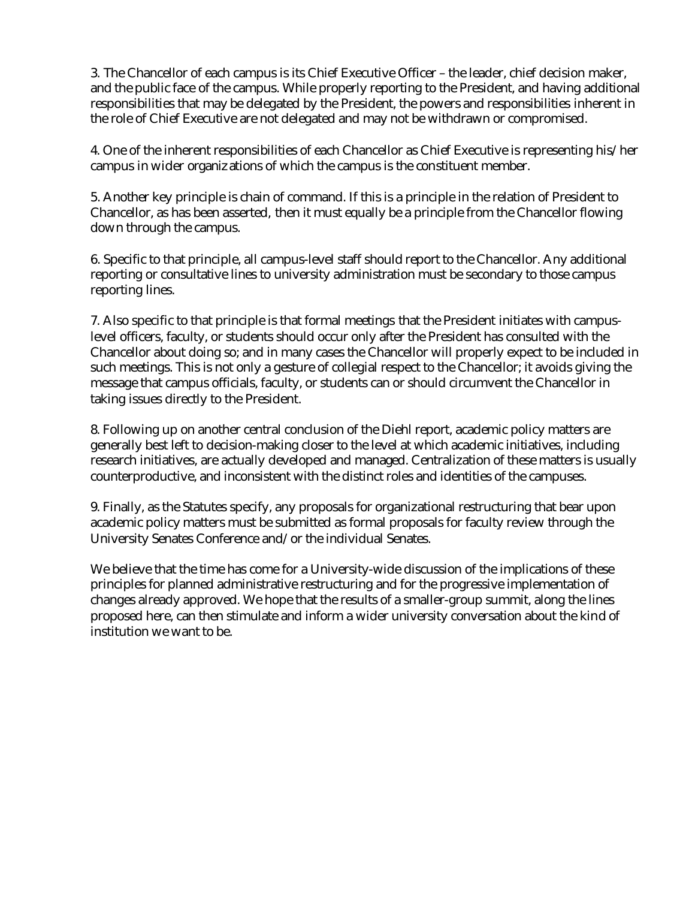3. The Chancellor of each campus is its Chief Executive Officer – the leader, chief decision maker, and the public face of the campus. While properly reporting to the President, and having additional responsibilities that may be delegated by the President, the powers and responsibilities inherent in the role of Chief Executive are not delegated and may not be withdrawn or compromised.

4. One of the inherent responsibilities of each Chancellor as Chief Executive is representing his/her campus in wider organizations of which the campus is the constituent member.

5. Another key principle is chain of command. If this is a principle in the relation of President to Chancellor, as has been asserted, then it must equally be a principle from the Chancellor flowing down through the campus.

6. Specific to that principle, all campus-level staff should report to the Chancellor. Any additional reporting or consultative lines to university administration must be secondary to those campus reporting lines.

7. Also specific to that principle is that formal meetings that the President initiates with campus-level officers, faculty, or students should occur only after the President has consulted with the Chancellor about doing so; and in many cases the Chancellor will properly expect to be included in such meetings. This is not only a gesture of collegial respect to the Chancellor; it avoids giving the message that campus officials, faculty, or students can or should circumvent the Chancellor in taking issues directly to the President.

8. Following up on another central conclusion of the Diehl report, academic policy matters are generally best left to decision-making closer to the level at which academic initiatives, including research initiatives, are actually developed and managed. Centralization of these matters is usually counterproductive, and inconsistent with the distinct roles and identities of the campuses.

9. Finally, as the Statutes specify, any proposals for organizational restructuring that bear upon academic policy matters must be submitted as formal proposals for faculty review through the University Senates Conference and/or the individual Senates.

We believe that the time has come for a University-wide discussion of the implications of these principles for planned administrative restructuring and for the progressive implementation of changes already approved. We hope that the results of a smaller-group summit, along the lines proposed here, can then stimulate and inform a wider university conversation about the kind of institution we want to be.